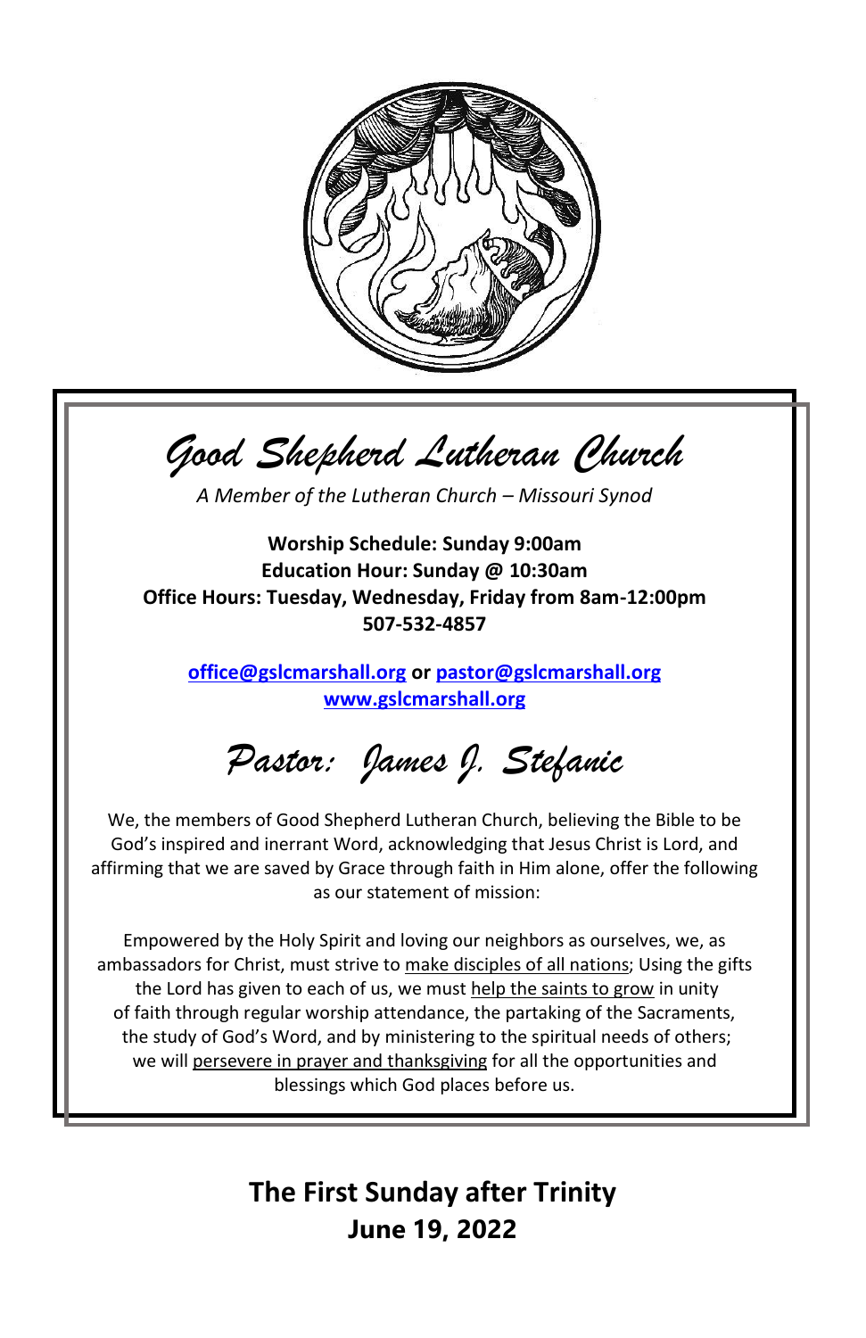# *Good Shepherd Lutheran Church*

*A Member of the Lutheran Church – Missouri Synod*

**Worship Schedule: Sunday 9:00am**
**Education Hour: Sunday @ 10:30am**
**Office Hours: Tuesday, Wednesday, Friday from 8am-12:00pm**
**507-532-4857**

**office@gslcmarshall.org or pastor@gslcmarshall.org**
**www.gslcmarshall.org**

## *Pastor: James J. Stefanic*

We, the members of Good Shepherd Lutheran Church, believing the Bible to be God's inspired and inerrant Word, acknowledging that Jesus Christ is Lord, and affirming that we are saved by Grace through faith in Him alone, offer the following as our statement of mission:

Empowered by the Holy Spirit and loving our neighbors as ourselves, we, as ambassadors for Christ, must strive to make disciples of all nations; Using the gifts the Lord has given to each of us, we must help the saints to grow in unity of faith through regular worship attendance, the partaking of the Sacraments, the study of God's Word, and by ministering to the spiritual needs of others; we will persevere in prayer and thanksgiving for all the opportunities and blessings which God places before us.

## The First Sunday after Trinity
## June 19, 2022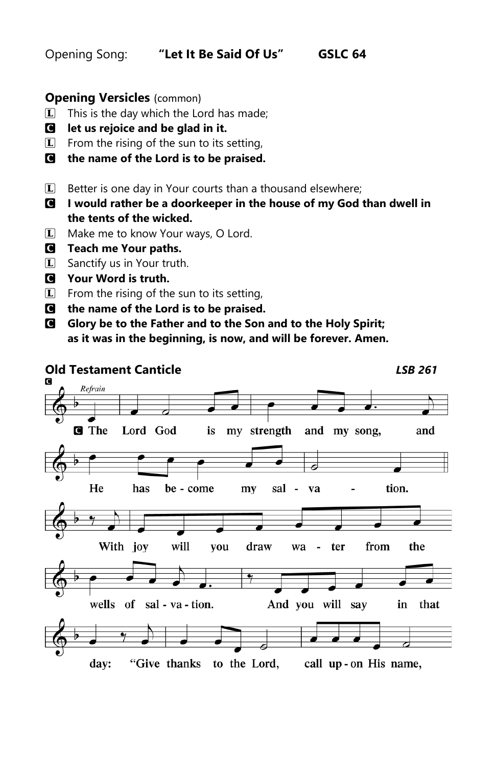Opening Song: **"Let It Be Said Of Us"** **GSLC 64**

**Opening Versicles** (common)

L This is the day which the Lord has made;
C **let us rejoice and be glad in it.**
L From the rising of the sun to its setting,
C **the name of the Lord is to be praised.**

L Better is one day in Your courts than a thousand elsewhere;
C **I would rather be a doorkeeper in the house of my God than dwell in the tents of the wicked.**
L Make me to know Your ways, O Lord.
C **Teach me Your paths.**
L Sanctify us in Your truth.
C **Your Word is truth.**
L From the rising of the sun to its setting,
C **the name of the Lord is to be praised.**
C **Glory be to the Father and to the Son and to the Holy Spirit;**
**as it was in the beginning, is now, and will be forever. Amen.**

**Old Testament Canticle** ***LSB 261***

C

*Refrain*

C **The Lord God is my strength and my song, and He has become my salvation.**

**With joy will you draw water from the wells of salvation. And you will say in that day: "Give thanks to the Lord, call upon His name,**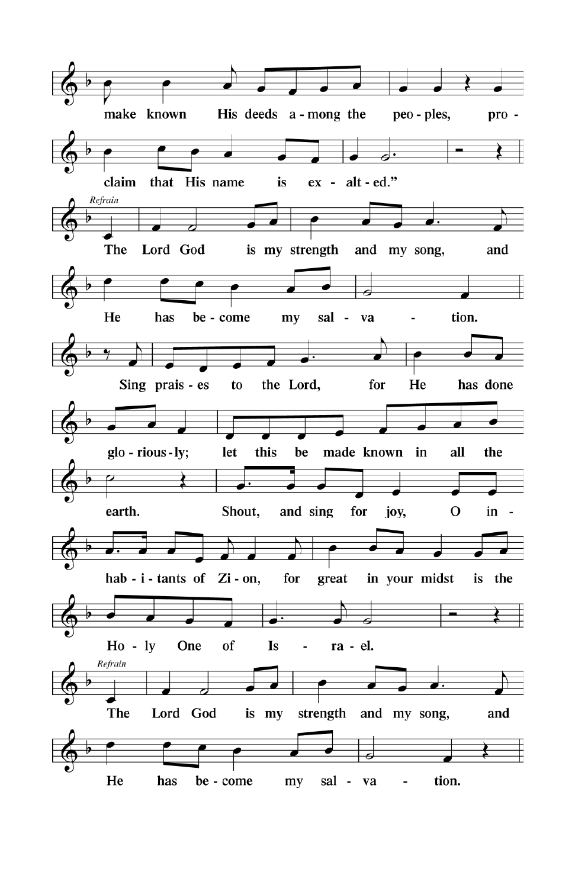make known His deeds among the peoples, proclaim that His name is exalted."

*Refrain*

The Lord God is my strength and my song, and He has become my salvation.

Sing praises to the Lord, for He has done gloriously; let this be made known in all the earth. Shout, and sing for joy, O inhabitants of Zion, for great in your midst is the Holy One of Israel.

*Refrain*

The Lord God is my strength and my song, and He has become my salvation.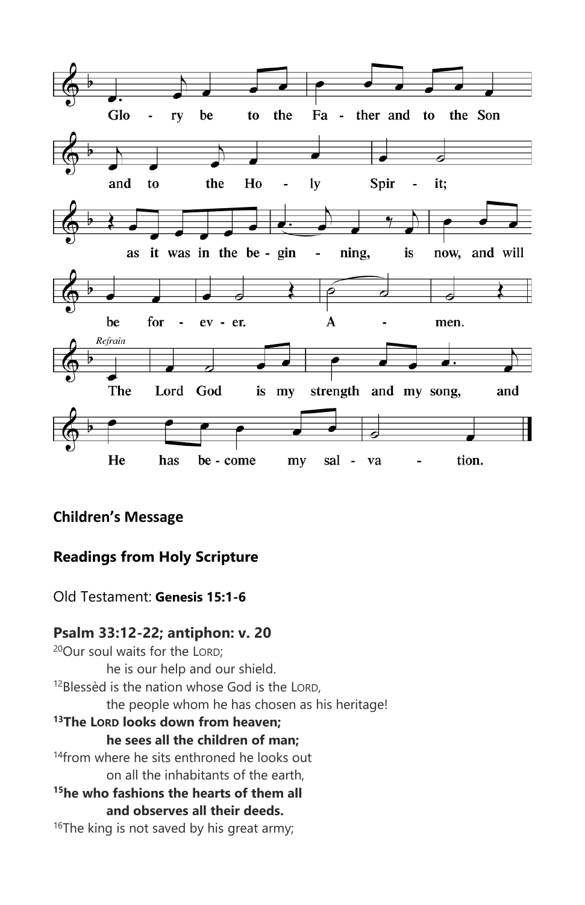Glory be to the Father and to the Son and to the Holy Spirit; as it was in the beginning, is now, and will be forever. Amen.

*Refrain*

The Lord God is my strength and my song, and He has become my salvation.

**Children's Message**

**Readings from Holy Scripture**

Old Testament: **Genesis 15:1-6**

**Psalm 33:12-22; antiphon: v. 20**

[20]Our soul waits for the LORD;
    he is our help and our shield.
[12]Blessèd is the nation whose God is the LORD,
    the people whom he has chosen as his heritage!
**[13]The LORD looks down from heaven;**
    **he sees all the children of man;**
[14]from where he sits enthroned he looks out
    on all the inhabitants of the earth,
**[15]he who fashions the hearts of them all**
    **and observes all their deeds.**
[16]The king is not saved by his great army;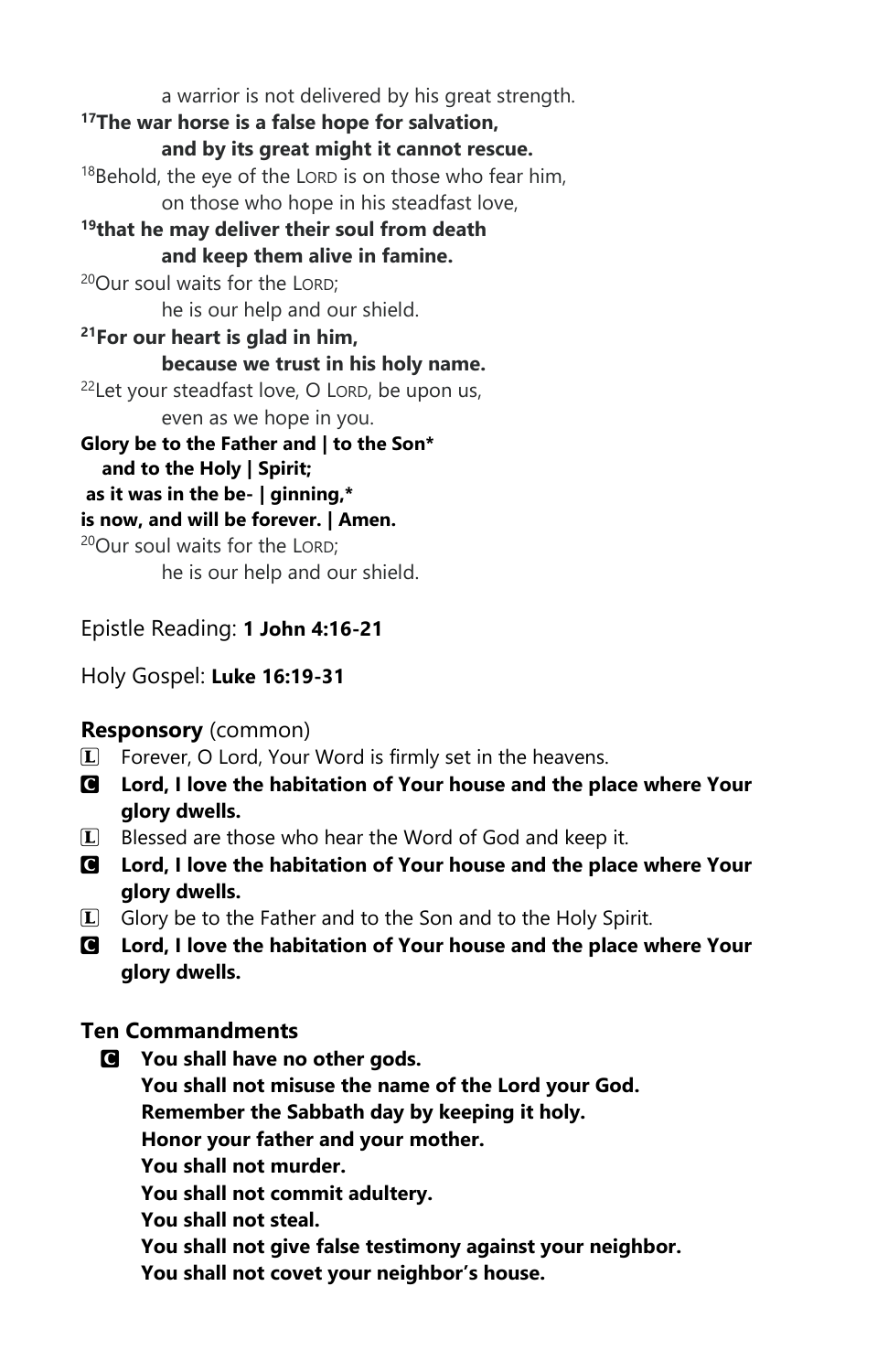a warrior is not delivered by his great strength.

**[17]The war horse is a false hope for salvation,**
**and by its great might it cannot rescue.**

[18]Behold, the eye of the LORD is on those who fear him,
on those who hope in his steadfast love,

**[19]that he may deliver their soul from death**
**and keep them alive in famine.**

[20]Our soul waits for the LORD;
he is our help and our shield.

**[21]For our heart is glad in him,**
**because we trust in his holy name.**

[22]Let your steadfast love, O LORD, be upon us,
even as we hope in you.

**Glory be to the Father and | to the Son***
**and to the Holy | Spirit;**
**as it was in the be- | ginning,***
**is now, and will be forever. | Amen.**

[20]Our soul waits for the LORD;
he is our help and our shield.

Epistle Reading: **1 John 4:16-21**

Holy Gospel: **Luke 16:19-31**

### **Responsory** (common)

L Forever, O Lord, Your Word is firmly set in the heavens.

C **Lord, I love the habitation of Your house and the place where Your glory dwells.**

L Blessed are those who hear the Word of God and keep it.

C **Lord, I love the habitation of Your house and the place where Your glory dwells.**

L Glory be to the Father and to the Son and to the Holy Spirit.

C **Lord, I love the habitation of Your house and the place where Your glory dwells.**

### **Ten Commandments**

C **You shall have no other gods.**
**You shall not misuse the name of the Lord your God.**
**Remember the Sabbath day by keeping it holy.**
**Honor your father and your mother.**
**You shall not murder.**
**You shall not commit adultery.**
**You shall not steal.**
**You shall not give false testimony against your neighbor.**
**You shall not covet your neighbor's house.**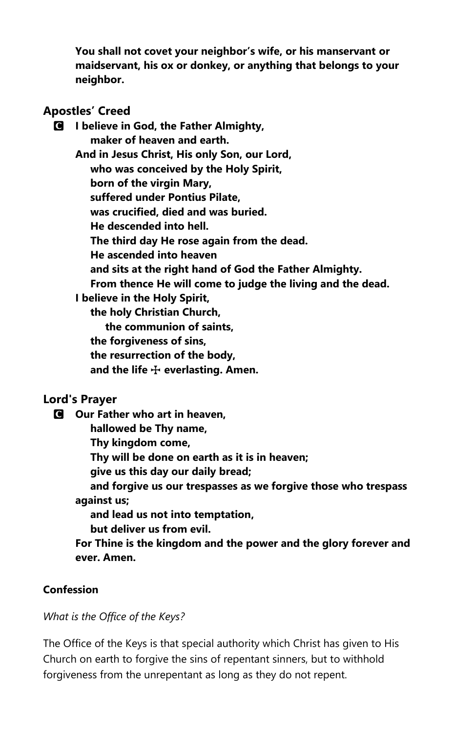**You shall not covet your neighbor's wife, or his manservant or maidservant, his ox or donkey, or anything that belongs to your neighbor.**

## Apostles' Creed

**C** **I believe in God, the Father Almighty,**
**maker of heaven and earth.**
**And in Jesus Christ, His only Son, our Lord,**
**who was conceived by the Holy Spirit,**
**born of the virgin Mary,**
**suffered under Pontius Pilate,**
**was crucified, died and was buried.**
**He descended into hell.**
**The third day He rose again from the dead.**
**He ascended into heaven**
**and sits at the right hand of God the Father Almighty.**
**From thence He will come to judge the living and the dead.**
**I believe in the Holy Spirit,**
**the holy Christian Church,**
**the communion of saints,**
**the forgiveness of sins,**
**the resurrection of the body,**
**and the life ☩ everlasting. Amen.**

## Lord's Prayer

**C** **Our Father who art in heaven,**
**hallowed be Thy name,**
**Thy kingdom come,**
**Thy will be done on earth as it is in heaven;**
**give us this day our daily bread;**
**and forgive us our trespasses as we forgive those who trespass against us;**
**and lead us not into temptation,**
**but deliver us from evil.**
**For Thine is the kingdom and the power and the glory forever and ever. Amen.**

### Confession

*What is the Office of the Keys?*

The Office of the Keys is that special authority which Christ has given to His Church on earth to forgive the sins of repentant sinners, but to withhold forgiveness from the unrepentant as long as they do not repent.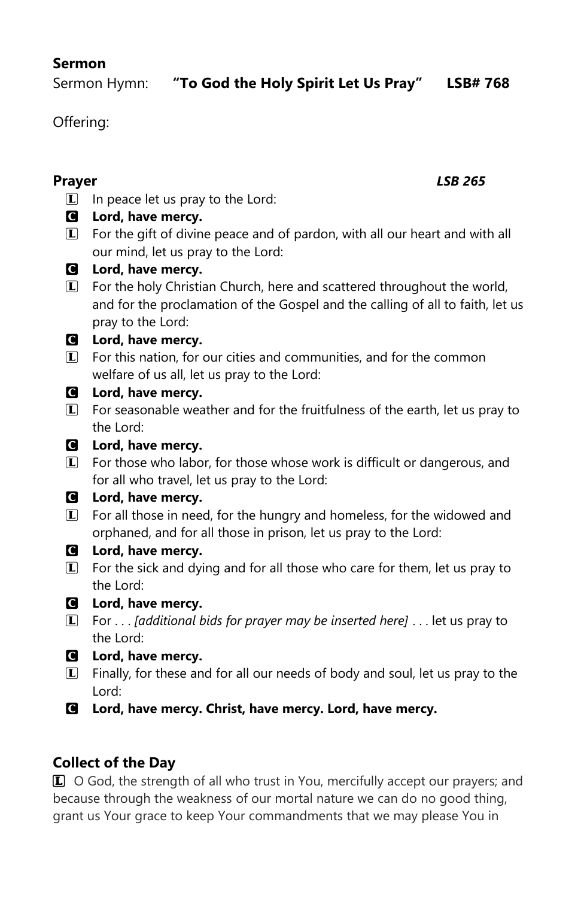**Sermon**

Sermon Hymn: **"To God the Holy Spirit Let Us Pray" LSB# 768**

Offering:

**Prayer** ***LSB 265***

L In peace let us pray to the Lord:

**C Lord, have mercy.**

L For the gift of divine peace and of pardon, with all our heart and with all our mind, let us pray to the Lord:

**C Lord, have mercy.**

L For the holy Christian Church, here and scattered throughout the world, and for the proclamation of the Gospel and the calling of all to faith, let us pray to the Lord:

**C Lord, have mercy.**

L For this nation, for our cities and communities, and for the common welfare of us all, let us pray to the Lord:

**C Lord, have mercy.**

L For seasonable weather and for the fruitfulness of the earth, let us pray to the Lord:

**C Lord, have mercy.**

L For those who labor, for those whose work is difficult or dangerous, and for all who travel, let us pray to the Lord:

**C Lord, have mercy.**

L For all those in need, for the hungry and homeless, for the widowed and orphaned, and for all those in prison, let us pray to the Lord:

**C Lord, have mercy.**

L For the sick and dying and for all those who care for them, let us pray to the Lord:

**C Lord, have mercy.**

L For . . . *[additional bids for prayer may be inserted here]* . . . let us pray to the Lord:

**C Lord, have mercy.**

L Finally, for these and for all our needs of body and soul, let us pray to the Lord:

**C Lord, have mercy. Christ, have mercy. Lord, have mercy.**

**Collect of the Day**

**L** O God, the strength of all who trust in You, mercifully accept our prayers; and because through the weakness of our mortal nature we can do no good thing, grant us Your grace to keep Your commandments that we may please You in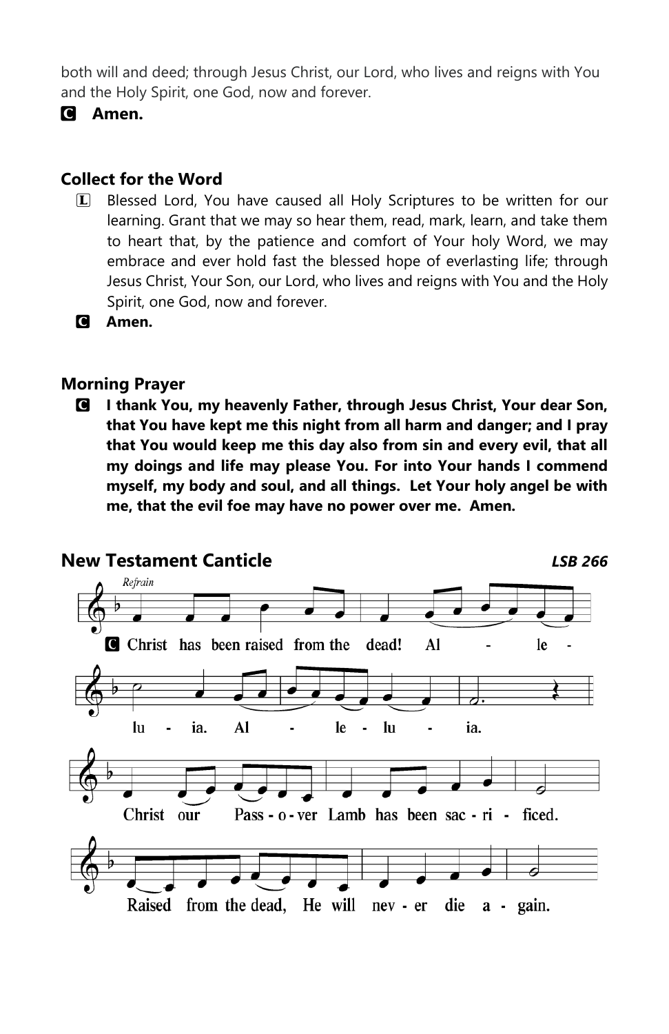both will and deed; through Jesus Christ, our Lord, who lives and reigns with You and the Holy Spirit, one God, now and forever.

**C Amen.**

## Collect for the Word

L Blessed Lord, You have caused all Holy Scriptures to be written for our learning. Grant that we may so hear them, read, mark, learn, and take them to heart that, by the patience and comfort of Your holy Word, we may embrace and ever hold fast the blessed hope of everlasting life; through Jesus Christ, Your Son, our Lord, who lives and reigns with You and the Holy Spirit, one God, now and forever.

**C Amen.**

## Morning Prayer

**C I thank You, my heavenly Father, through Jesus Christ, Your dear Son, that You have kept me this night from all harm and danger; and I pray that You would keep me this day also from sin and every evil, that all my doings and life may please You. For into Your hands I commend myself, my body and soul, and all things. Let Your holy angel be with me, that the evil foe may have no power over me. Amen.**

## New Testament Canticle *LSB 266*

*Refrain*

**C** Christ has been raised from the dead! Al - le - lu - ia. Al - le - lu - ia.

Christ our Pass - o - ver Lamb has been sac - ri - ficed.

Raised from the dead, He will nev - er die a - gain.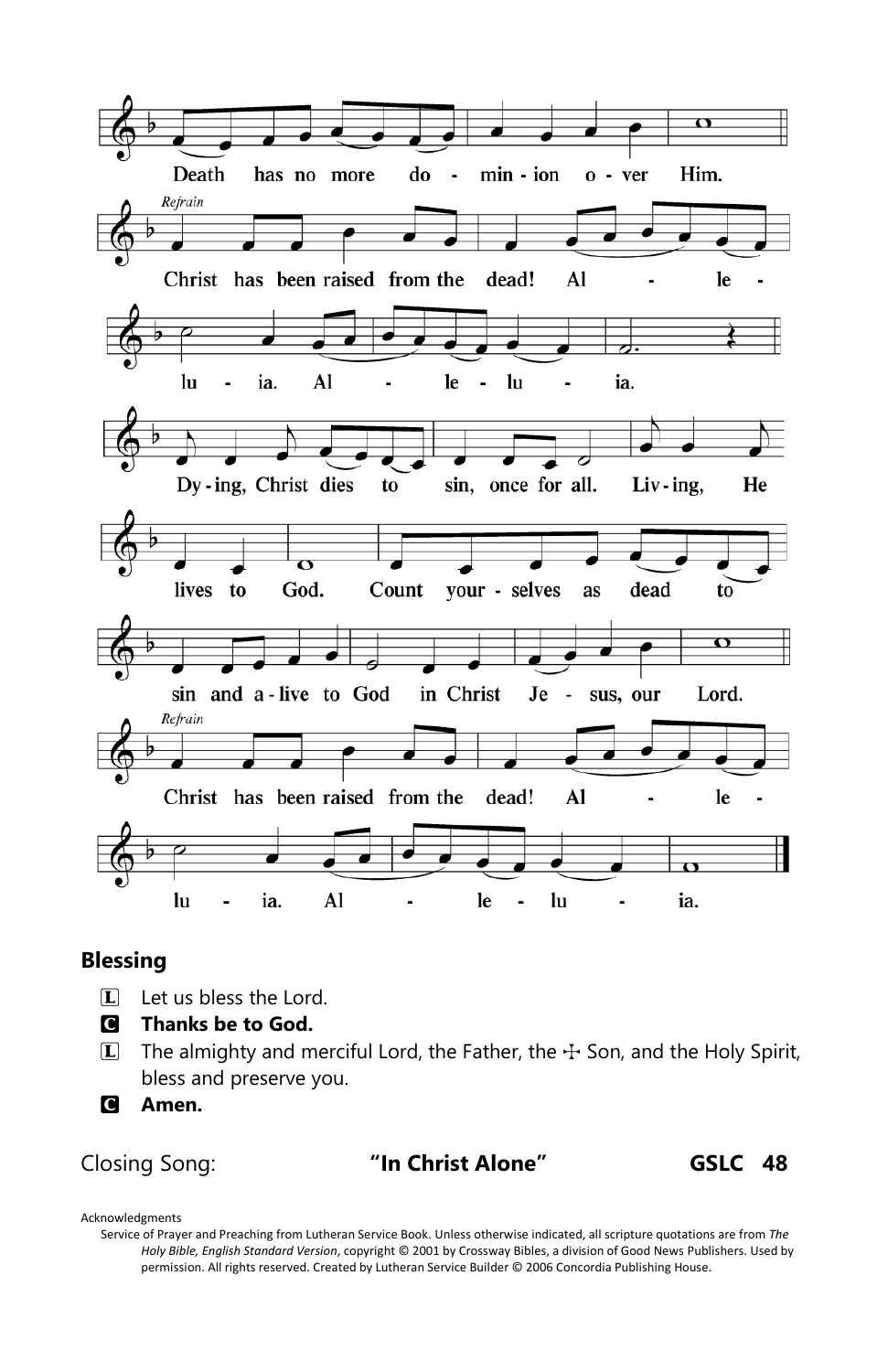Death has no more do - min - ion o - ver Him.

*Refrain*

Christ has been raised from the dead! Al - le - lu - ia. Al - le - lu - ia.

Dy - ing, Christ dies to sin, once for all. Liv - ing, He lives to God. Count your - selves as dead to sin and a - live to God in Christ Je - sus, our Lord.

*Refrain*

Christ has been raised from the dead! Al - le - lu - ia. Al - le - lu - ia.

## Blessing

L Let us bless the Lord.

C **Thanks be to God.**

L The almighty and merciful Lord, the Father, the ☩ Son, and the Holy Spirit, bless and preserve you.

C **Amen.**

Closing Song: **"In Christ Alone"** **GSLC 48**

Acknowledgments

Service of Prayer and Preaching from Lutheran Service Book. Unless otherwise indicated, all scripture quotations are from *The Holy Bible, English Standard Version*, copyright © 2001 by Crossway Bibles, a division of Good News Publishers. Used by permission. All rights reserved. Created by Lutheran Service Builder © 2006 Concordia Publishing House.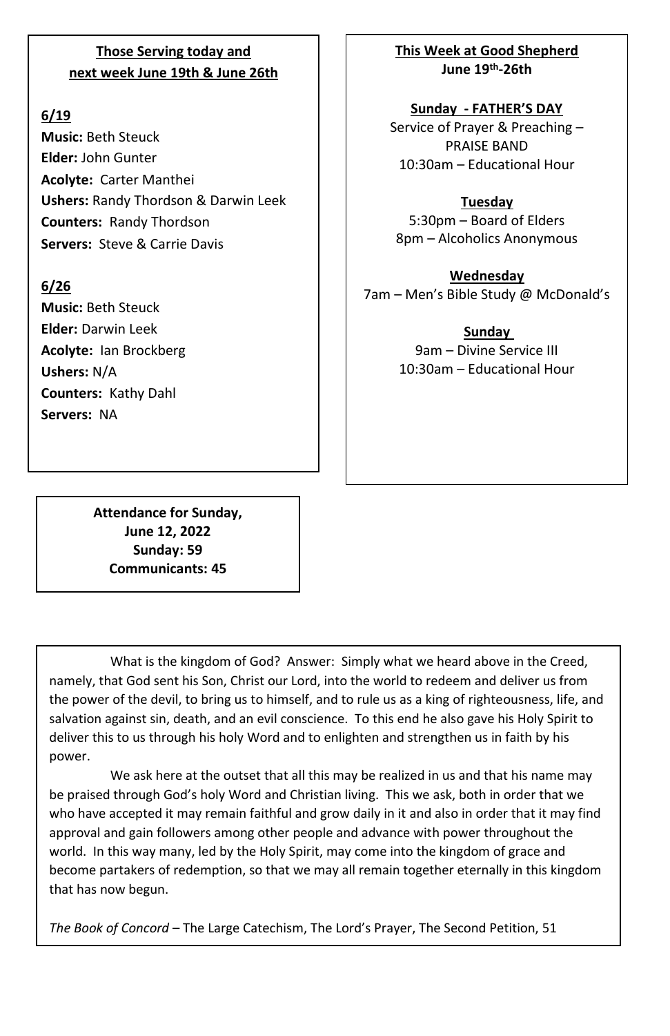**Those Serving today and next week June 19th & June 26th**

**6/19**

**Music:** Beth Steuck
**Elder:** John Gunter
**Acolyte:** Carter Manthei
**Ushers:** Randy Thordson & Darwin Leek
**Counters:** Randy Thordson
**Servers:** Steve & Carrie Davis

**6/26**

**Music:** Beth Steuck
**Elder:** Darwin Leek
**Acolyte:** Ian Brockberg
**Ushers:** N/A
**Counters:** Kathy Dahl
**Servers:** NA

**This Week at Good Shepherd**
**June 19th-26th**

**Sunday - FATHER'S DAY**
Service of Prayer & Preaching – PRAISE BAND
10:30am – Educational Hour

**Tuesday**
5:30pm – Board of Elders
8pm – Alcoholics Anonymous

**Wednesday**
7am – Men's Bible Study @ McDonald's

**Sunday**
9am – Divine Service III
10:30am – Educational Hour

**Attendance for Sunday, June 12, 2022**
**Sunday: 59**
**Communicants: 45**

What is the kingdom of God? Answer: Simply what we heard above in the Creed, namely, that God sent his Son, Christ our Lord, into the world to redeem and deliver us from the power of the devil, to bring us to himself, and to rule us as a king of righteousness, life, and salvation against sin, death, and an evil conscience. To this end he also gave his Holy Spirit to deliver this to us through his holy Word and to enlighten and strengthen us in faith by his power.

We ask here at the outset that all this may be realized in us and that his name may be praised through God's holy Word and Christian living. This we ask, both in order that we who have accepted it may remain faithful and grow daily in it and also in order that it may find approval and gain followers among other people and advance with power throughout the world. In this way many, led by the Holy Spirit, may come into the kingdom of grace and become partakers of redemption, so that we may all remain together eternally in this kingdom that has now begun.

*The Book of Concord* – The Large Catechism, The Lord's Prayer, The Second Petition, 51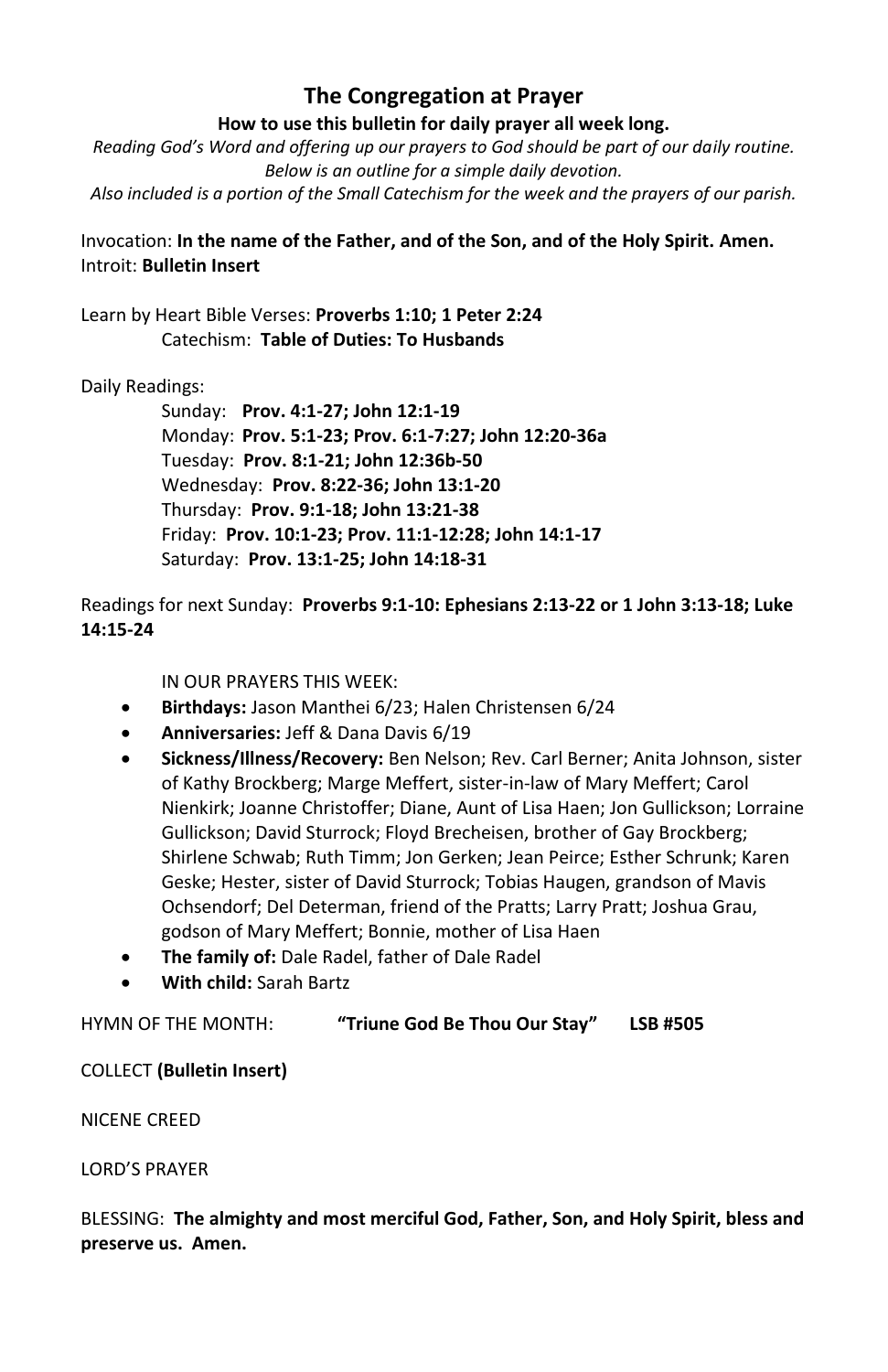# The Congregation at Prayer

**How to use this bulletin for daily prayer all week long.**

*Reading God's Word and offering up our prayers to God should be part of our daily routine. Below is an outline for a simple daily devotion. Also included is a portion of the Small Catechism for the week and the prayers of our parish.*

Invocation: **In the name of the Father, and of the Son, and of the Holy Spirit. Amen.**
Introit: **Bulletin Insert**

Learn by Heart Bible Verses: **Proverbs 1:10; 1 Peter 2:24**
Catechism: **Table of Duties: To Husbands**

Daily Readings:

Sunday: **Prov. 4:1-27; John 12:1-19**
Monday: **Prov. 5:1-23; Prov. 6:1-7:27; John 12:20-36a**
Tuesday: **Prov. 8:1-21; John 12:36b-50**
Wednesday: **Prov. 8:22-36; John 13:1-20**
Thursday: **Prov. 9:1-18; John 13:21-38**
Friday: **Prov. 10:1-23; Prov. 11:1-12:28; John 14:1-17**
Saturday: **Prov. 13:1-25; John 14:18-31**

Readings for next Sunday: **Proverbs 9:1-10: Ephesians 2:13-22 or 1 John 3:13-18; Luke 14:15-24**

IN OUR PRAYERS THIS WEEK:

- **Birthdays:** Jason Manthei 6/23; Halen Christensen 6/24
- **Anniversaries:** Jeff & Dana Davis 6/19
- **Sickness/Illness/Recovery:** Ben Nelson; Rev. Carl Berner; Anita Johnson, sister of Kathy Brockberg; Marge Meffert, sister-in-law of Mary Meffert; Carol Nienkirk; Joanne Christoffer; Diane, Aunt of Lisa Haen; Jon Gullickson; Lorraine Gullickson; David Sturrock; Floyd Brecheisen, brother of Gay Brockberg; Shirlene Schwab; Ruth Timm; Jon Gerken; Jean Peirce; Esther Schrunk; Karen Geske; Hester, sister of David Sturrock; Tobias Haugen, grandson of Mavis Ochsendorf; Del Determan, friend of the Pratts; Larry Pratt; Joshua Grau, godson of Mary Meffert; Bonnie, mother of Lisa Haen
- **The family of:** Dale Radel, father of Dale Radel
- **With child:** Sarah Bartz

HYMN OF THE MONTH: **"Triune God Be Thou Our Stay" LSB #505**

COLLECT **(Bulletin Insert)**

NICENE CREED

LORD'S PRAYER

BLESSING: **The almighty and most merciful God, Father, Son, and Holy Spirit, bless and preserve us. Amen.**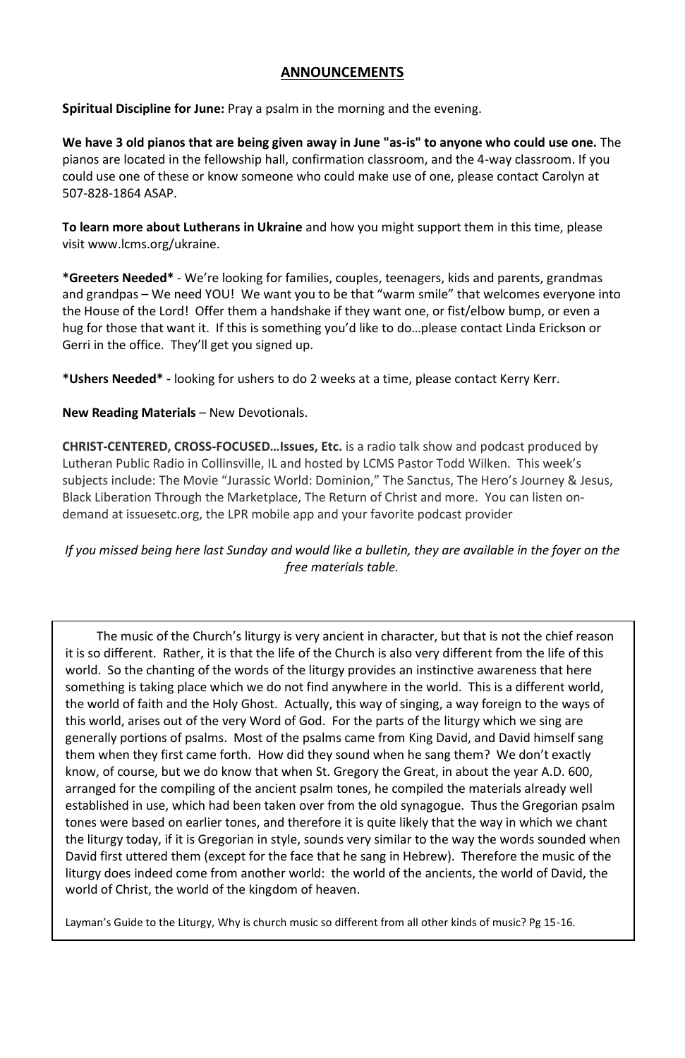## ANNOUNCEMENTS

**Spiritual Discipline for June:** Pray a psalm in the morning and the evening.

**We have 3 old pianos that are being given away in June "as-is" to anyone who could use one.** The pianos are located in the fellowship hall, confirmation classroom, and the 4-way classroom. If you could use one of these or know someone who could make use of one, please contact Carolyn at 507-828-1864 ASAP.

**To learn more about Lutherans in Ukraine** and how you might support them in this time, please visit www.lcms.org/ukraine.

**\*Greeters Needed\*** - We're looking for families, couples, teenagers, kids and parents, grandmas and grandpas – We need YOU! We want you to be that "warm smile" that welcomes everyone into the House of the Lord! Offer them a handshake if they want one, or fist/elbow bump, or even a hug for those that want it. If this is something you'd like to do…please contact Linda Erickson or Gerri in the office. They'll get you signed up.

**\*Ushers Needed\* -** looking for ushers to do 2 weeks at a time, please contact Kerry Kerr.

**New Reading Materials** – New Devotionals.

**CHRIST-CENTERED, CROSS-FOCUSED…Issues, Etc.** is a radio talk show and podcast produced by Lutheran Public Radio in Collinsville, IL and hosted by LCMS Pastor Todd Wilken. This week's subjects include: The Movie "Jurassic World: Dominion," The Sanctus, The Hero's Journey & Jesus, Black Liberation Through the Marketplace, The Return of Christ and more. You can listen on-demand at issuesetc.org, the LPR mobile app and your favorite podcast provider

*If you missed being here last Sunday and would like a bulletin, they are available in the foyer on the free materials table.*

The music of the Church's liturgy is very ancient in character, but that is not the chief reason it is so different. Rather, it is that the life of the Church is also very different from the life of this world. So the chanting of the words of the liturgy provides an instinctive awareness that here something is taking place which we do not find anywhere in the world. This is a different world, the world of faith and the Holy Ghost. Actually, this way of singing, a way foreign to the ways of this world, arises out of the very Word of God. For the parts of the liturgy which we sing are generally portions of psalms. Most of the psalms came from King David, and David himself sang them when they first came forth. How did they sound when he sang them? We don't exactly know, of course, but we do know that when St. Gregory the Great, in about the year A.D. 600, arranged for the compiling of the ancient psalm tones, he compiled the materials already well established in use, which had been taken over from the old synagogue. Thus the Gregorian psalm tones were based on earlier tones, and therefore it is quite likely that the way in which we chant the liturgy today, if it is Gregorian in style, sounds very similar to the way the words sounded when David first uttered them (except for the face that he sang in Hebrew). Therefore the music of the liturgy does indeed come from another world: the world of the ancients, the world of David, the world of Christ, the world of the kingdom of heaven.

Layman's Guide to the Liturgy, Why is church music so different from all other kinds of music? Pg 15-16.